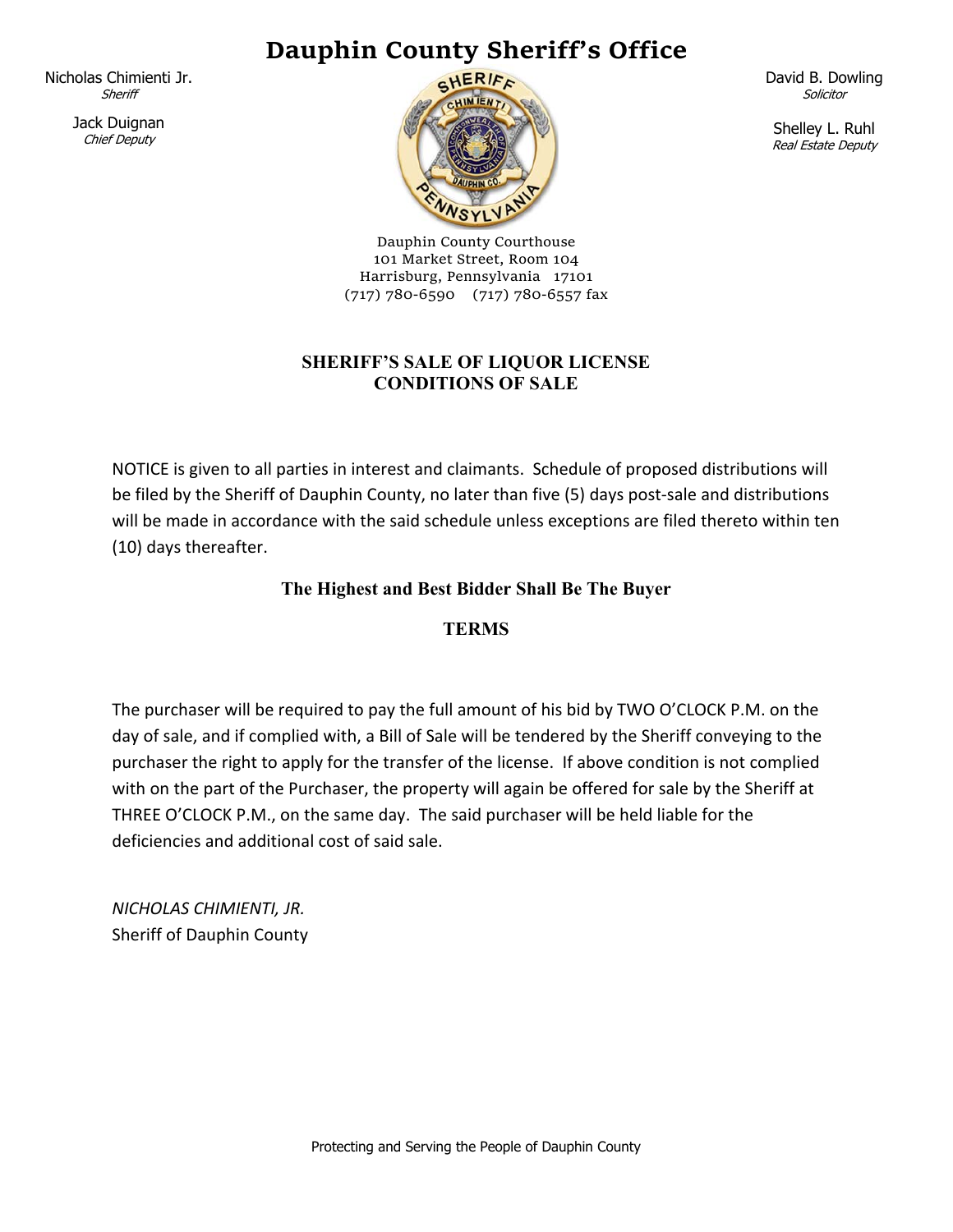# Dauphin County Sheriff's Office

Nicholas Chimienti Jr.
*Sheriff*

Jack Duignan
*Chief Deputy*

David B. Dowling
*Solicitor*

Shelley L. Ruhl
*Real Estate Deputy*

Dauphin County Courthouse
101 Market Street, Room 104
Harrisburg, Pennsylvania 17101
(717) 780-6590 (717) 780-6557 fax

## SHERIFF'S SALE OF LIQUOR LICENSE
## CONDITIONS OF SALE

NOTICE is given to all parties in interest and claimants. Schedule of proposed distributions will be filed by the Sheriff of Dauphin County, no later than five (5) days post-sale and distributions will be made in accordance with the said schedule unless exceptions are filed thereto within ten (10) days thereafter.

**The Highest and Best Bidder Shall Be The Buyer**

**TERMS**

The purchaser will be required to pay the full amount of his bid by TWO O'CLOCK P.M. on the day of sale, and if complied with, a Bill of Sale will be tendered by the Sheriff conveying to the purchaser the right to apply for the transfer of the license. If above condition is not complied with on the part of the Purchaser, the property will again be offered for sale by the Sheriff at THREE O'CLOCK P.M., on the same day. The said purchaser will be held liable for the deficiencies and additional cost of said sale.

*NICHOLAS CHIMIENTI, JR.*
Sheriff of Dauphin County

Protecting and Serving the People of Dauphin County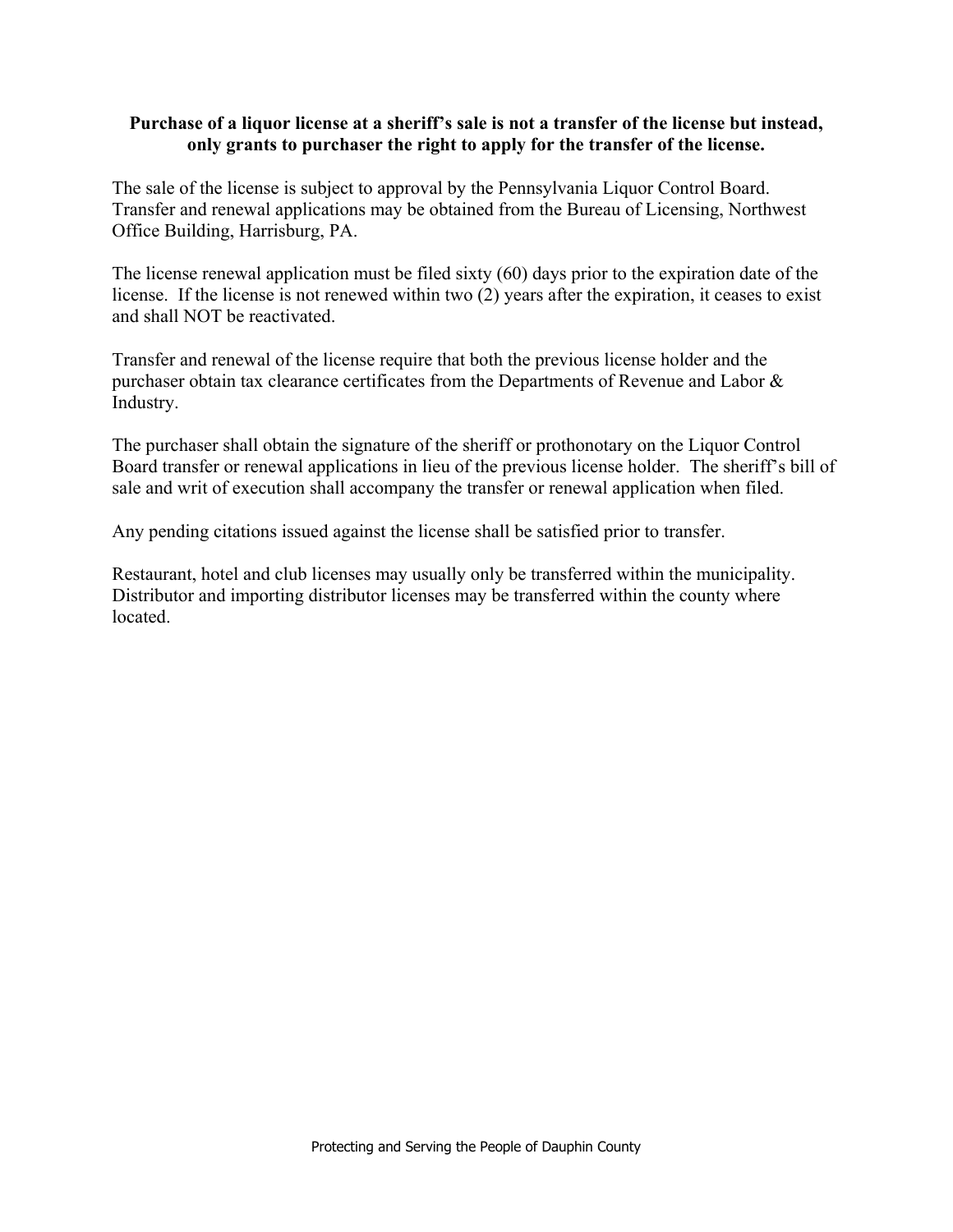**Purchase of a liquor license at a sheriff's sale is not a transfer of the license but instead, only grants to purchaser the right to apply for the transfer of the license.**

The sale of the license is subject to approval by the Pennsylvania Liquor Control Board. Transfer and renewal applications may be obtained from the Bureau of Licensing, Northwest Office Building, Harrisburg, PA.

The license renewal application must be filed sixty (60) days prior to the expiration date of the license. If the license is not renewed within two (2) years after the expiration, it ceases to exist and shall NOT be reactivated.

Transfer and renewal of the license require that both the previous license holder and the purchaser obtain tax clearance certificates from the Departments of Revenue and Labor & Industry.

The purchaser shall obtain the signature of the sheriff or prothonotary on the Liquor Control Board transfer or renewal applications in lieu of the previous license holder. The sheriff's bill of sale and writ of execution shall accompany the transfer or renewal application when filed.

Any pending citations issued against the license shall be satisfied prior to transfer.

Restaurant, hotel and club licenses may usually only be transferred within the municipality. Distributor and importing distributor licenses may be transferred within the county where located.